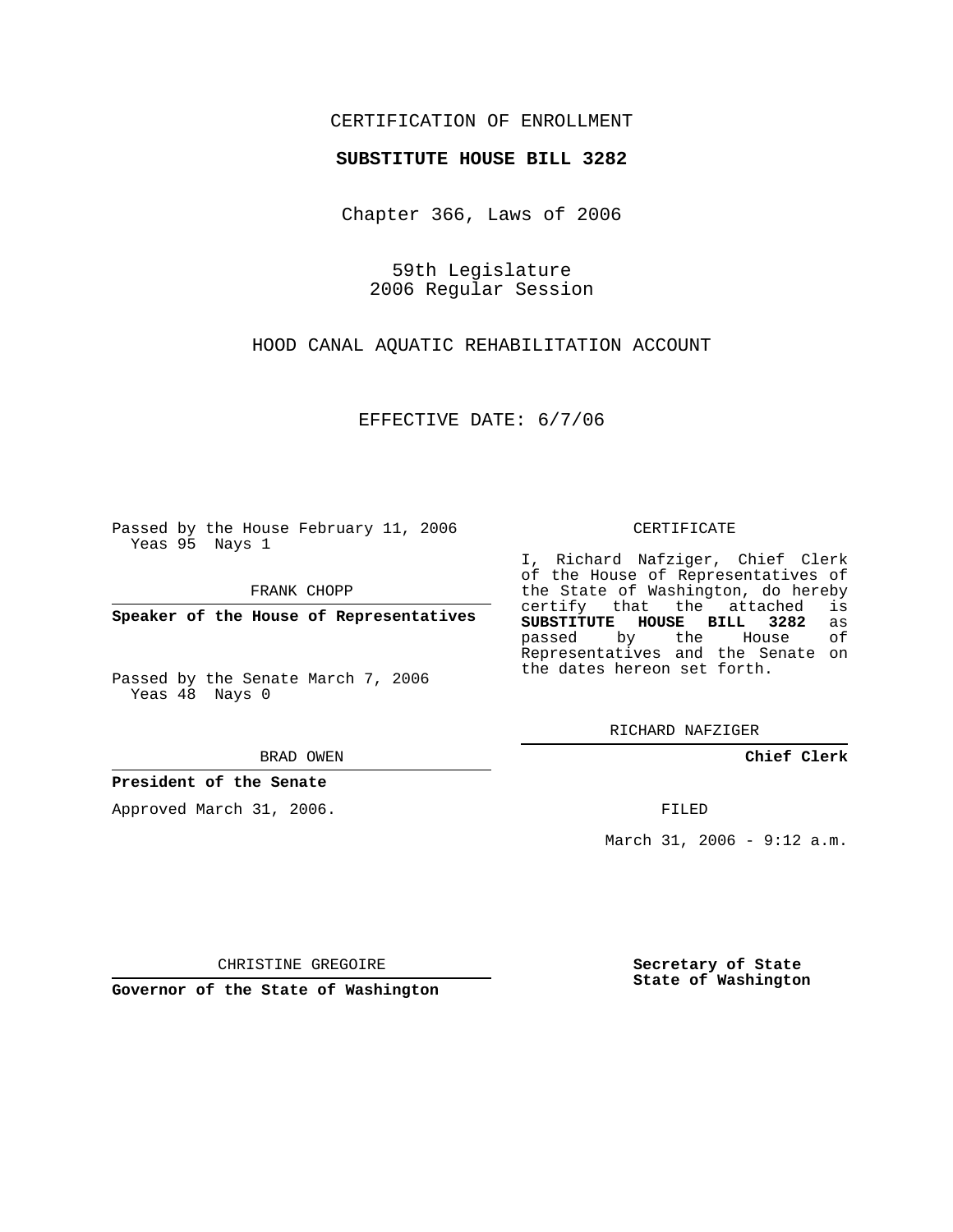CERTIFICATION OF ENROLLMENT

**SUBSTITUTE HOUSE BILL 3282**

Chapter 366, Laws of 2006

59th Legislature
2006 Regular Session

HOOD CANAL AQUATIC REHABILITATION ACCOUNT

EFFECTIVE DATE: 6/7/06

Passed by the House February 11, 2006
Yeas 95 Nays 1

FRANK CHOPP

**Speaker of the House of Representatives**

Passed by the Senate March 7, 2006
Yeas 48 Nays 0

BRAD OWEN

**President of the Senate**

Approved March 31, 2006.

CHRISTINE GREGOIRE

**Governor of the State of Washington**

CERTIFICATE

I, Richard Nafziger, Chief Clerk of the House of Representatives of the State of Washington, do hereby certify that the attached is **SUBSTITUTE HOUSE BILL 3282** as passed by the House of Representatives and the Senate on the dates hereon set forth.

RICHARD NAFZIGER

**Chief Clerk**

FILED

March 31, 2006 - 9:12 a.m.

**Secretary of State**
**State of Washington**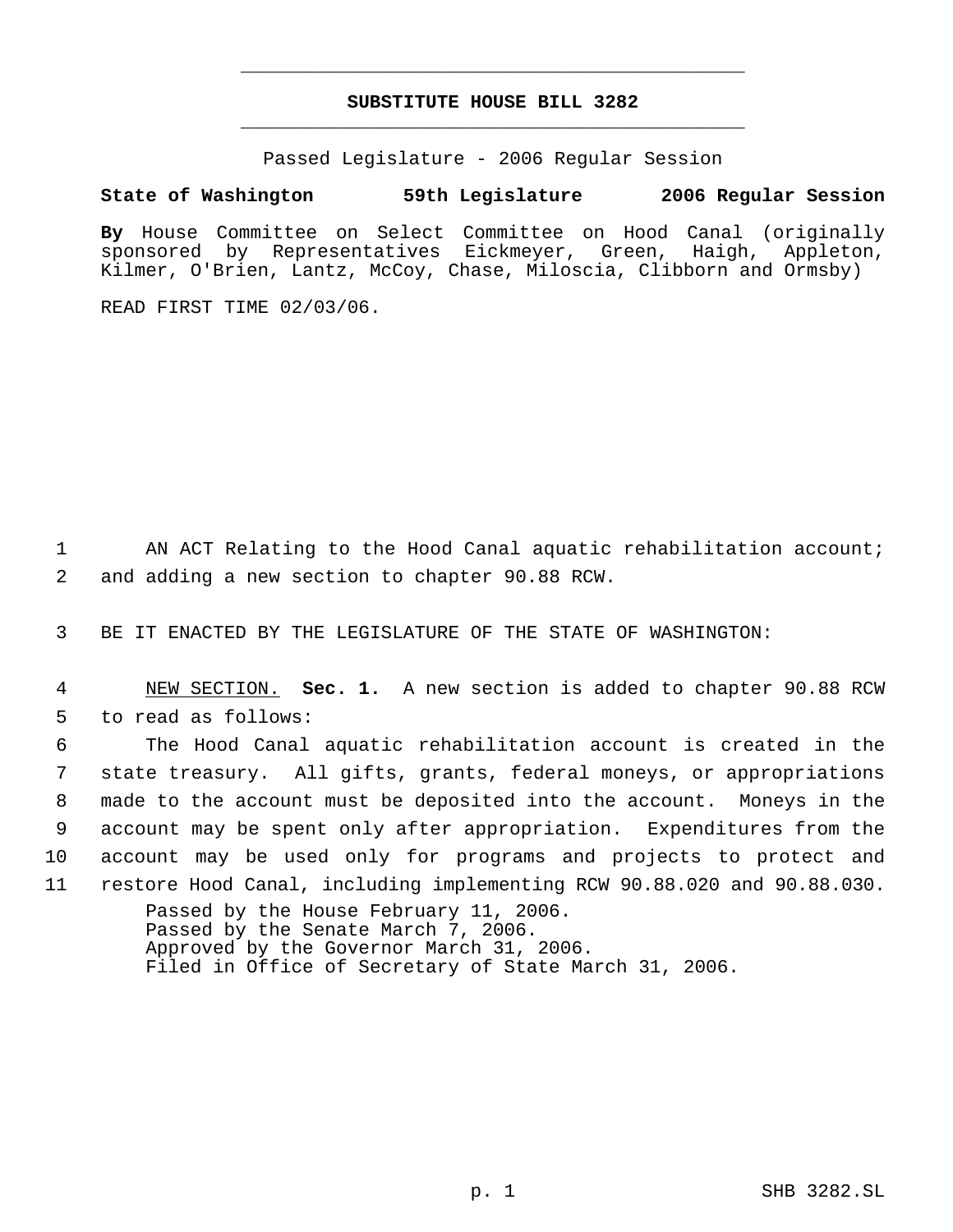# SUBSTITUTE HOUSE BILL 3282

Passed Legislature - 2006 Regular Session

**State of Washington 59th Legislature 2006 Regular Session**

**By** House Committee on Select Committee on Hood Canal (originally sponsored by Representatives Eickmeyer, Green, Haigh, Appleton, Kilmer, O'Brien, Lantz, McCoy, Chase, Miloscia, Clibborn and Ormsby)

READ FIRST TIME 02/03/06.

AN ACT Relating to the Hood Canal aquatic rehabilitation account; and adding a new section to chapter 90.88 RCW.

BE IT ENACTED BY THE LEGISLATURE OF THE STATE OF WASHINGTON:

NEW SECTION. **Sec. 1.** A new section is added to chapter 90.88 RCW to read as follows:

The Hood Canal aquatic rehabilitation account is created in the state treasury. All gifts, grants, federal moneys, or appropriations made to the account must be deposited into the account. Moneys in the account may be spent only after appropriation. Expenditures from the account may be used only for programs and projects to protect and restore Hood Canal, including implementing RCW 90.88.020 and 90.88.030.

Passed by the House February 11, 2006.
Passed by the Senate March 7, 2006.
Approved by the Governor March 31, 2006.
Filed in Office of Secretary of State March 31, 2006.